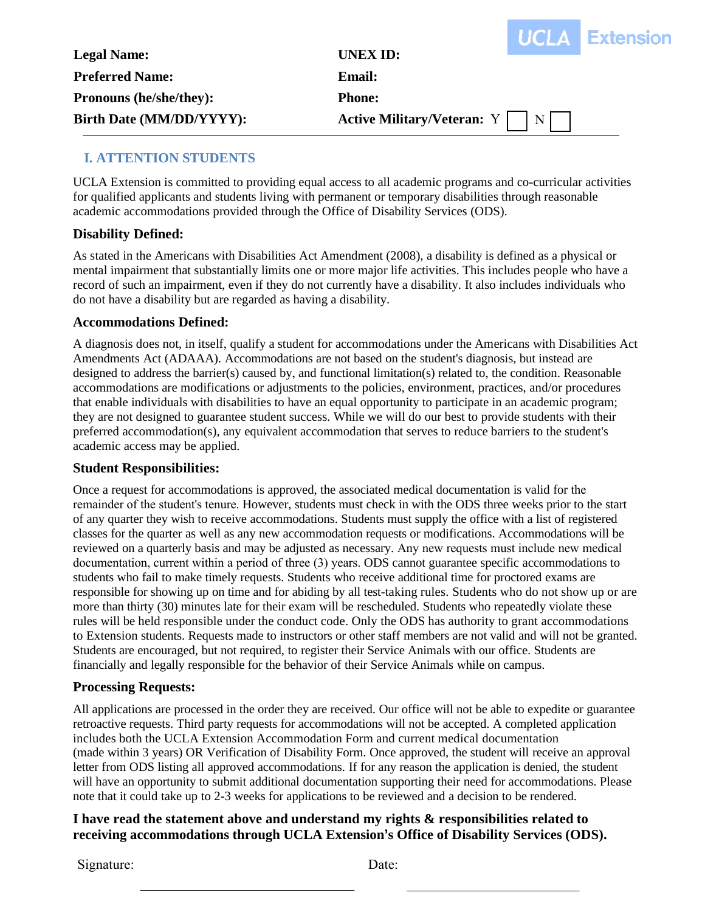UCLA Extension

| | |
|---|---|
| **Legal Name:** | **UNEX ID:** |
| **Preferred Name:** | **Email:** |
| **Pronouns (he/she/they):** | **Phone:** |
| **Birth Date (MM/DD/YYYY):** | **Active Military/Veteran:** Y ☐ N ☐ |

## I. ATTENTION STUDENTS

UCLA Extension is committed to providing equal access to all academic programs and co-curricular activities for qualified applicants and students living with permanent or temporary disabilities through reasonable academic accommodations provided through the Office of Disability Services (ODS).

### Disability Defined:

As stated in the Americans with Disabilities Act Amendment (2008), a disability is defined as a physical or mental impairment that substantially limits one or more major life activities. This includes people who have a record of such an impairment, even if they do not currently have a disability. It also includes individuals who do not have a disability but are regarded as having a disability.

### Accommodations Defined:

A diagnosis does not, in itself, qualify a student for accommodations under the Americans with Disabilities Act Amendments Act (ADAAA). Accommodations are not based on the student's diagnosis, but instead are designed to address the barrier(s) caused by, and functional limitation(s) related to, the condition. Reasonable accommodations are modifications or adjustments to the policies, environment, practices, and/or procedures that enable individuals with disabilities to have an equal opportunity to participate in an academic program; they are not designed to guarantee student success. While we will do our best to provide students with their preferred accommodation(s), any equivalent accommodation that serves to reduce barriers to the student's academic access may be applied.

### Student Responsibilities:

Once a request for accommodations is approved, the associated medical documentation is valid for the remainder of the student's tenure. However, students must check in with the ODS three weeks prior to the start of any quarter they wish to receive accommodations. Students must supply the office with a list of registered classes for the quarter as well as any new accommodation requests or modifications. Accommodations will be reviewed on a quarterly basis and may be adjusted as necessary. Any new requests must include new medical documentation, current within a period of three (3) years. ODS cannot guarantee specific accommodations to students who fail to make timely requests. Students who receive additional time for proctored exams are responsible for showing up on time and for abiding by all test-taking rules. Students who do not show up or are more than thirty (30) minutes late for their exam will be rescheduled. Students who repeatedly violate these rules will be held responsible under the conduct code. Only the ODS has authority to grant accommodations to Extension students. Requests made to instructors or other staff members are not valid and will not be granted. Students are encouraged, but not required, to register their Service Animals with our office. Students are financially and legally responsible for the behavior of their Service Animals while on campus.

### Processing Requests:

All applications are processed in the order they are received. Our office will not be able to expedite or guarantee retroactive requests. Third party requests for accommodations will not be accepted. A completed application includes both the UCLA Extension Accommodation Form and current medical documentation (made within 3 years) OR Verification of Disability Form. Once approved, the student will receive an approval letter from ODS listing all approved accommodations. If for any reason the application is denied, the student will have an opportunity to submit additional documentation supporting their need for accommodations. Please note that it could take up to 2-3 weeks for applications to be reviewed and a decision to be rendered.

**I have read the statement above and understand my rights & responsibilities related to receiving accommodations through UCLA Extension's Office of Disability Services (ODS).**

Signature: ______________________________ Date: ______________________________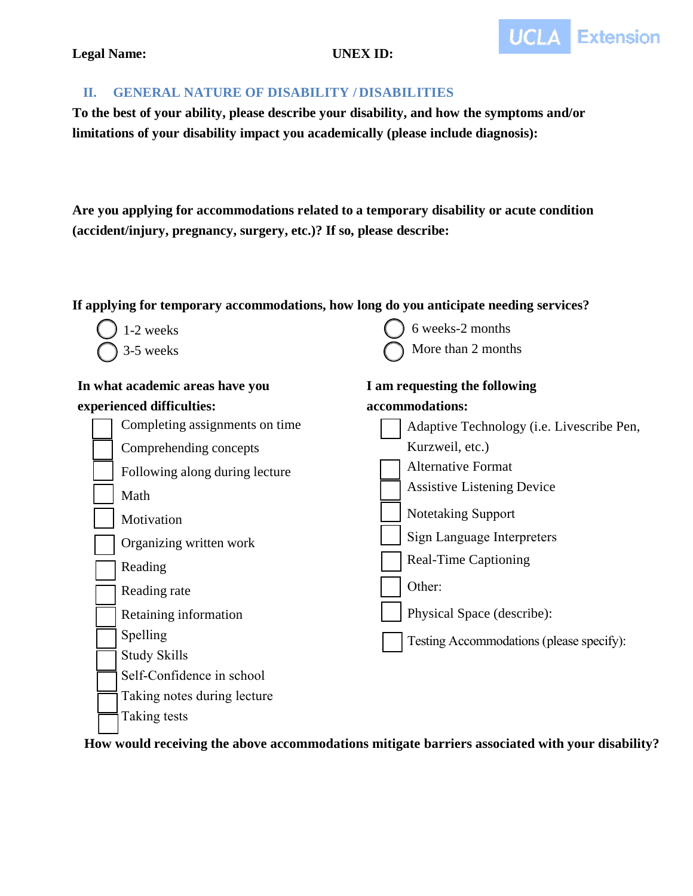**Legal Name:** **UNEX ID:**

## II. GENERAL NATURE OF DISABILITY / DISABILITIES

**To the best of your ability, please describe your disability, and how the symptoms and/or limitations of your disability impact you academically (please include diagnosis):**

**Are you applying for accommodations related to a temporary disability or acute condition (accident/injury, pregnancy, surgery, etc.)? If so, please describe:**

**If applying for temporary accommodations, how long do you anticipate needing services?**

- ○ 1-2 weeks
- ○ 3-5 weeks
- ○ 6 weeks-2 months
- ○ More than 2 months

**In what academic areas have you experienced difficulties:**

- ☐ Completing assignments on time
- ☐ Comprehending concepts
- ☐ Following along during lecture
- ☐ Math
- ☐ Motivation
- ☐ Organizing written work
- ☐ Reading
- ☐ Reading rate
- ☐ Retaining information
- ☐ Spelling
- ☐ Study Skills
- ☐ Self-Confidence in school
- ☐ Taking notes during lecture
- ☐ Taking tests

**I am requesting the following accommodations:**

- ☐ Adaptive Technology (i.e. Livescribe Pen, Kurzweil, etc.)
- ☐ Alternative Format
- ☐ Assistive Listening Device
- ☐ Notetaking Support
- ☐ Sign Language Interpreters
- ☐ Real-Time Captioning
- ☐ Other:
- ☐ Physical Space (describe):
- ☐ Testing Accommodations (please specify):

**How would receiving the above accommodations mitigate barriers associated with your disability?**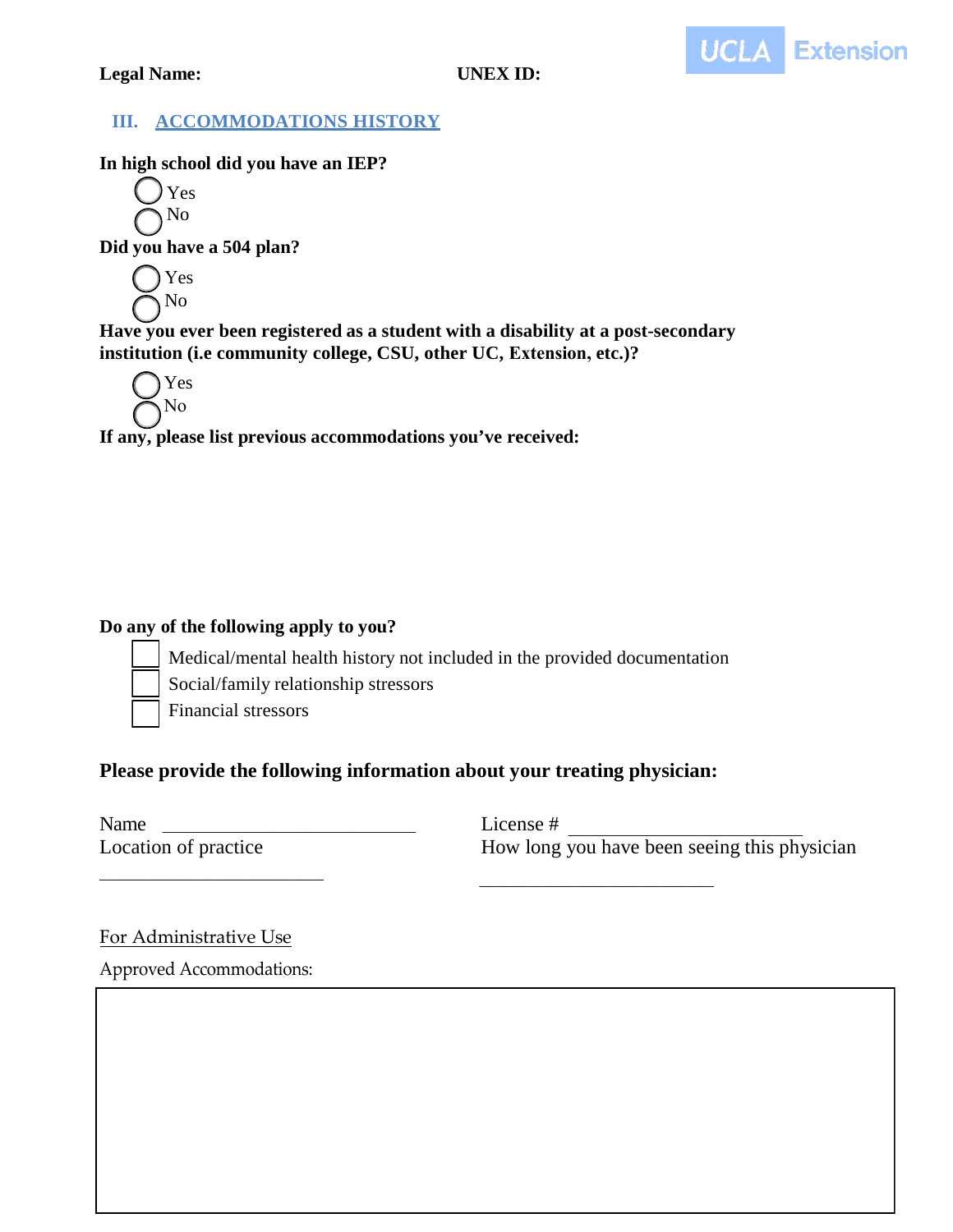**Legal Name:** **UNEX ID:**

UCLA Extension

## III. ACCOMMODATIONS HISTORY

**In high school did you have an IEP?**

- ◯ Yes
- ◯ No

**Did you have a 504 plan?**

- ◯ Yes
- ◯ No

**Have you ever been registered as a student with a disability at a post-secondary institution (i.e community college, CSU, other UC, Extension, etc.)?**

- ◯ Yes
- ◯ No

**If any, please list previous accommodations you've received:**

**Do any of the following apply to you?**

- ☐ Medical/mental health history not included in the provided documentation
- ☐ Social/family relationship stressors
- ☐ Financial stressors

**Please provide the following information about your treating physician:**

Name ___________________________

License # ________________________

Location of practice ________________________

How long you have been seeing this physician ________________________

For Administrative Use

Approved Accommodations: